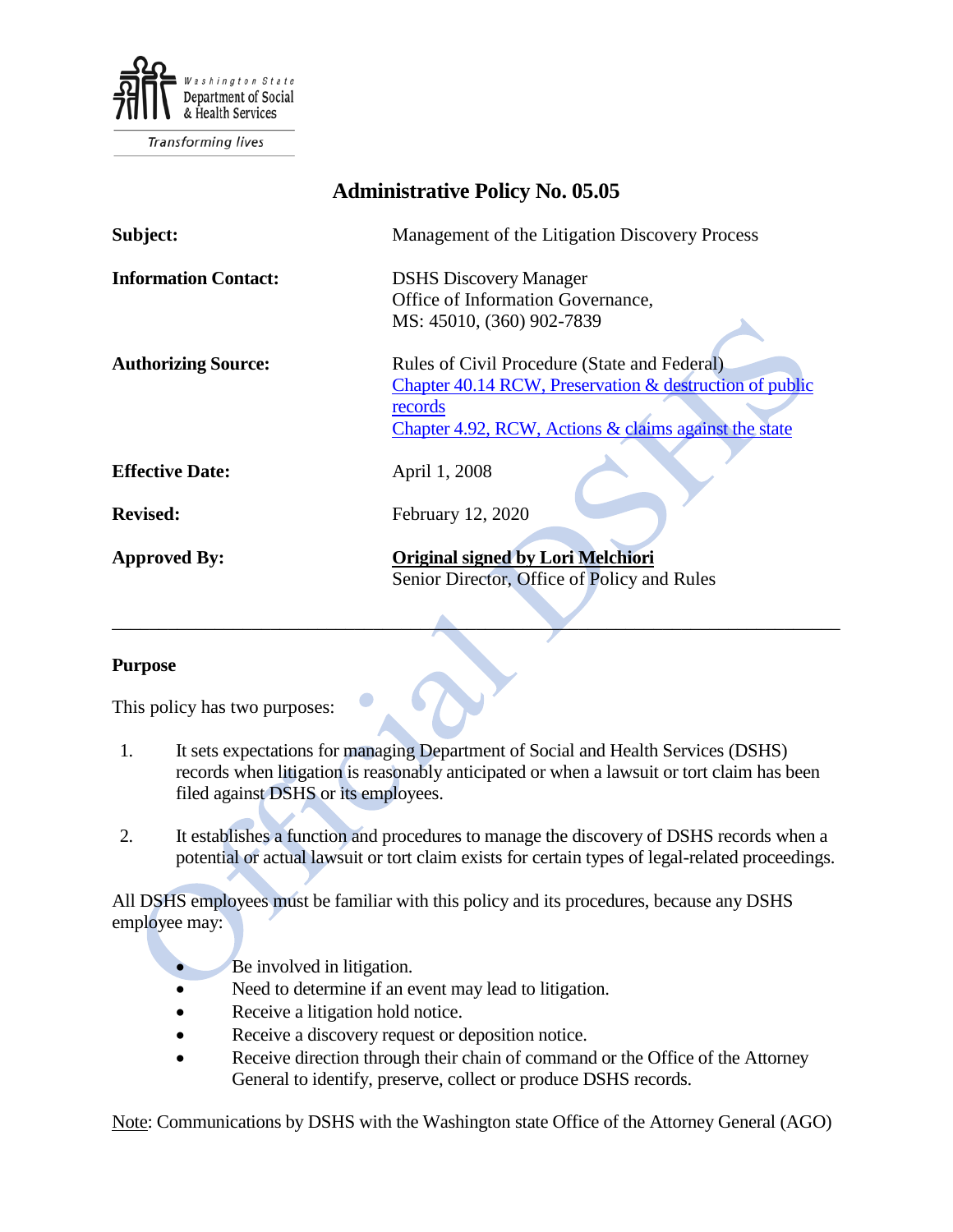Washington State Department of Social & Health Services

Transforming lives

# Administrative Policy No. 05.05

| | |
|---|---|
| **Subject:** | Management of the Litigation Discovery Process |
| **Information Contact:** | DSHS Discovery Manager<br>Office of Information Governance,<br>MS: 45010, (360) 902-7839 |
| **Authorizing Source:** | Rules of Civil Procedure (State and Federal)<br>[Chapter 40.14 RCW, Preservation & destruction of public records](#)<br>[Chapter 4.92, RCW, Actions & claims against the state](#) |
| **Effective Date:** | April 1, 2008 |
| **Revised:** | February 12, 2020 |
| **Approved By:** | **Original signed by Lori Melchiori**<br>Senior Director, Office of Policy and Rules |

---

## Purpose

This policy has two purposes:

1. It sets expectations for managing Department of Social and Health Services (DSHS) records when litigation is reasonably anticipated or when a lawsuit or tort claim has been filed against DSHS or its employees.

2. It establishes a function and procedures to manage the discovery of DSHS records when a potential or actual lawsuit or tort claim exists for certain types of legal-related proceedings.

All DSHS employees must be familiar with this policy and its procedures, because any DSHS employee may:

- Be involved in litigation.
- Need to determine if an event may lead to litigation.
- Receive a litigation hold notice.
- Receive a discovery request or deposition notice.
- Receive direction through their chain of command or the Office of the Attorney General to identify, preserve, collect or produce DSHS records.

Note: Communications by DSHS with the Washington state Office of the Attorney General (AGO)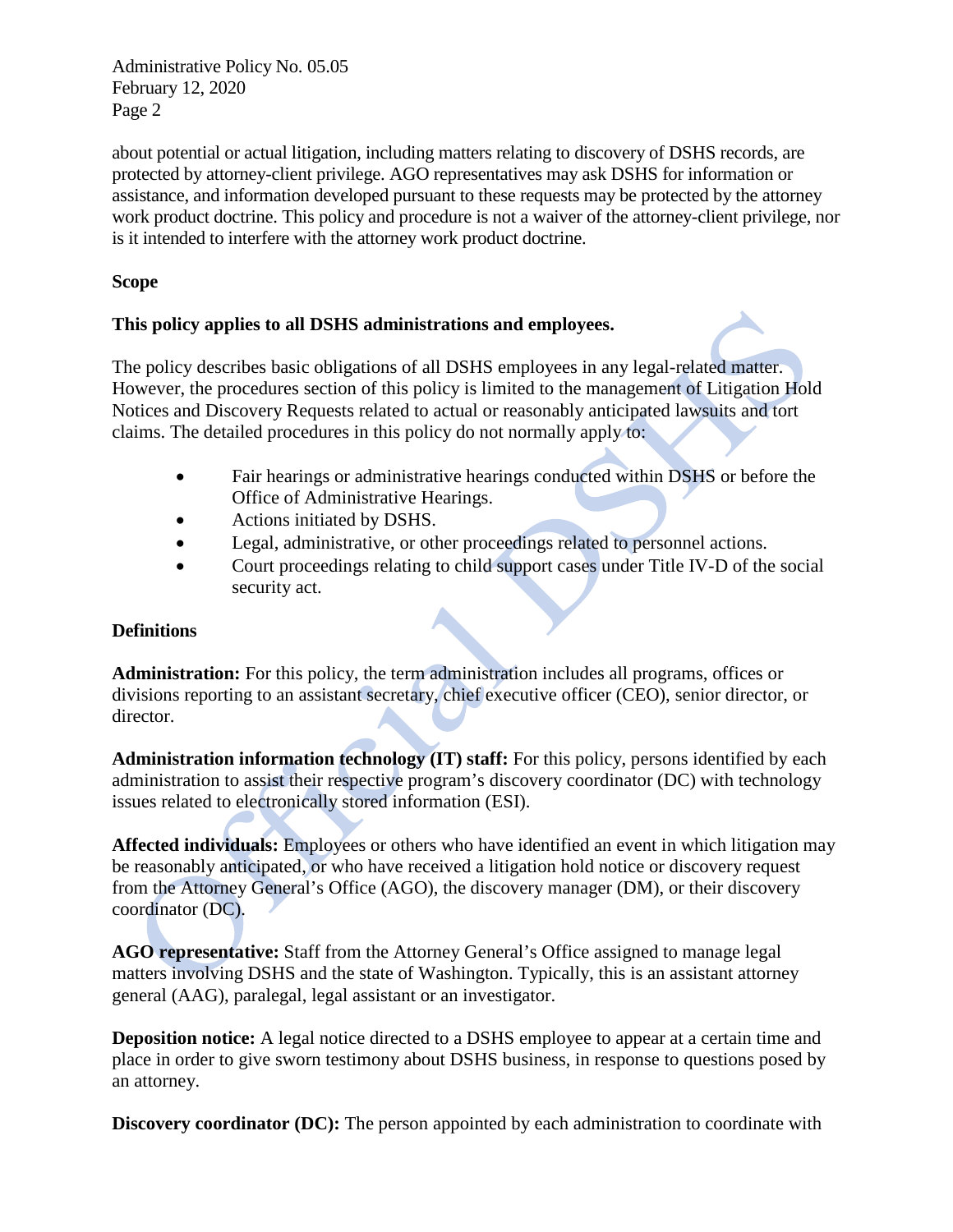about potential or actual litigation, including matters relating to discovery of DSHS records, are protected by attorney-client privilege. AGO representatives may ask DSHS for information or assistance, and information developed pursuant to these requests may be protected by the attorney work product doctrine. This policy and procedure is not a waiver of the attorney-client privilege, nor is it intended to interfere with the attorney work product doctrine.

**Scope**

**This policy applies to all DSHS administrations and employees.**

The policy describes basic obligations of all DSHS employees in any legal-related matter. However, the procedures section of this policy is limited to the management of Litigation Hold Notices and Discovery Requests related to actual or reasonably anticipated lawsuits and tort claims. The detailed procedures in this policy do not normally apply to:

- Fair hearings or administrative hearings conducted within DSHS or before the Office of Administrative Hearings.
- Actions initiated by DSHS.
- Legal, administrative, or other proceedings related to personnel actions.
- Court proceedings relating to child support cases under Title IV-D of the social security act.

**Definitions**

**Administration:** For this policy, the term administration includes all programs, offices or divisions reporting to an assistant secretary, chief executive officer (CEO), senior director, or director.

**Administration information technology (IT) staff:** For this policy, persons identified by each administration to assist their respective program's discovery coordinator (DC) with technology issues related to electronically stored information (ESI).

**Affected individuals:** Employees or others who have identified an event in which litigation may be reasonably anticipated, or who have received a litigation hold notice or discovery request from the Attorney General's Office (AGO), the discovery manager (DM), or their discovery coordinator (DC).

**AGO representative:** Staff from the Attorney General's Office assigned to manage legal matters involving DSHS and the state of Washington. Typically, this is an assistant attorney general (AAG), paralegal, legal assistant or an investigator.

**Deposition notice:** A legal notice directed to a DSHS employee to appear at a certain time and place in order to give sworn testimony about DSHS business, in response to questions posed by an attorney.

**Discovery coordinator (DC):** The person appointed by each administration to coordinate with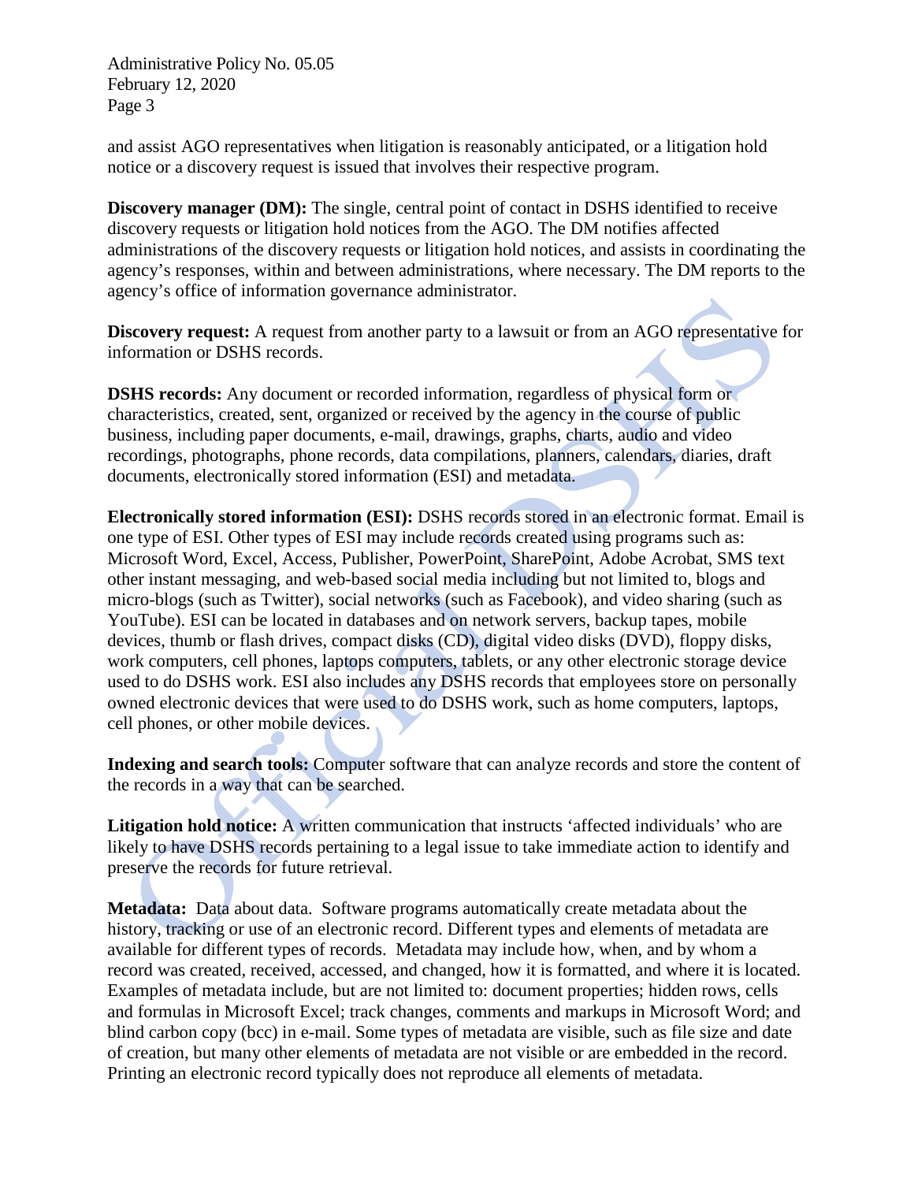and assist AGO representatives when litigation is reasonably anticipated, or a litigation hold notice or a discovery request is issued that involves their respective program.

**Discovery manager (DM):** The single, central point of contact in DSHS identified to receive discovery requests or litigation hold notices from the AGO. The DM notifies affected administrations of the discovery requests or litigation hold notices, and assists in coordinating the agency's responses, within and between administrations, where necessary. The DM reports to the agency's office of information governance administrator.

**Discovery request:** A request from another party to a lawsuit or from an AGO representative for information or DSHS records.

**DSHS records:** Any document or recorded information, regardless of physical form or characteristics, created, sent, organized or received by the agency in the course of public business, including paper documents, e-mail, drawings, graphs, charts, audio and video recordings, photographs, phone records, data compilations, planners, calendars, diaries, draft documents, electronically stored information (ESI) and metadata.

**Electronically stored information (ESI):** DSHS records stored in an electronic format. Email is one type of ESI. Other types of ESI may include records created using programs such as: Microsoft Word, Excel, Access, Publisher, PowerPoint, SharePoint, Adobe Acrobat, SMS text other instant messaging, and web-based social media including but not limited to, blogs and micro-blogs (such as Twitter), social networks (such as Facebook), and video sharing (such as YouTube). ESI can be located in databases and on network servers, backup tapes, mobile devices, thumb or flash drives, compact disks (CD), digital video disks (DVD), floppy disks, work computers, cell phones, laptops computers, tablets, or any other electronic storage device used to do DSHS work. ESI also includes any DSHS records that employees store on personally owned electronic devices that were used to do DSHS work, such as home computers, laptops, cell phones, or other mobile devices.

**Indexing and search tools:** Computer software that can analyze records and store the content of the records in a way that can be searched.

**Litigation hold notice:** A written communication that instructs 'affected individuals' who are likely to have DSHS records pertaining to a legal issue to take immediate action to identify and preserve the records for future retrieval.

**Metadata:** Data about data. Software programs automatically create metadata about the history, tracking or use of an electronic record. Different types and elements of metadata are available for different types of records. Metadata may include how, when, and by whom a record was created, received, accessed, and changed, how it is formatted, and where it is located. Examples of metadata include, but are not limited to: document properties; hidden rows, cells and formulas in Microsoft Excel; track changes, comments and markups in Microsoft Word; and blind carbon copy (bcc) in e-mail. Some types of metadata are visible, such as file size and date of creation, but many other elements of metadata are not visible or are embedded in the record. Printing an electronic record typically does not reproduce all elements of metadata.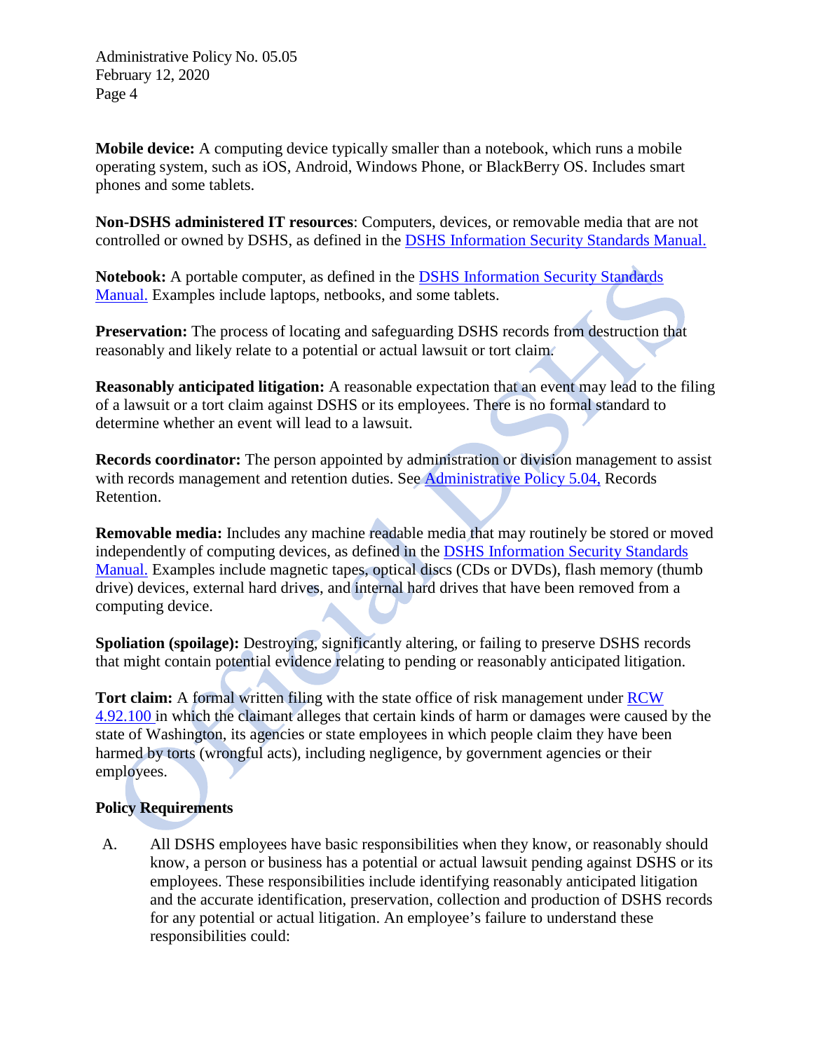**Mobile device:** A computing device typically smaller than a notebook, which runs a mobile operating system, such as iOS, Android, Windows Phone, or BlackBerry OS. Includes smart phones and some tablets.

**Non-DSHS administered IT resources**: Computers, devices, or removable media that are not controlled or owned by DSHS, as defined in the DSHS Information Security Standards Manual.

**Notebook:** A portable computer, as defined in the DSHS Information Security Standards Manual. Examples include laptops, netbooks, and some tablets.

**Preservation:** The process of locating and safeguarding DSHS records from destruction that reasonably and likely relate to a potential or actual lawsuit or tort claim.

**Reasonably anticipated litigation:** A reasonable expectation that an event may lead to the filing of a lawsuit or a tort claim against DSHS or its employees. There is no formal standard to determine whether an event will lead to a lawsuit.

**Records coordinator:** The person appointed by administration or division management to assist with records management and retention duties. See Administrative Policy 5.04, Records Retention.

**Removable media:** Includes any machine readable media that may routinely be stored or moved independently of computing devices, as defined in the DSHS Information Security Standards Manual. Examples include magnetic tapes, optical discs (CDs or DVDs), flash memory (thumb drive) devices, external hard drives, and internal hard drives that have been removed from a computing device.

**Spoliation (spoilage):** Destroying, significantly altering, or failing to preserve DSHS records that might contain potential evidence relating to pending or reasonably anticipated litigation.

**Tort claim:** A formal written filing with the state office of risk management under RCW 4.92.100 in which the claimant alleges that certain kinds of harm or damages were caused by the state of Washington, its agencies or state employees in which people claim they have been harmed by torts (wrongful acts), including negligence, by government agencies or their employees.

**Policy Requirements**

A. All DSHS employees have basic responsibilities when they know, or reasonably should know, a person or business has a potential or actual lawsuit pending against DSHS or its employees. These responsibilities include identifying reasonably anticipated litigation and the accurate identification, preservation, collection and production of DSHS records for any potential or actual litigation. An employee's failure to understand these responsibilities could: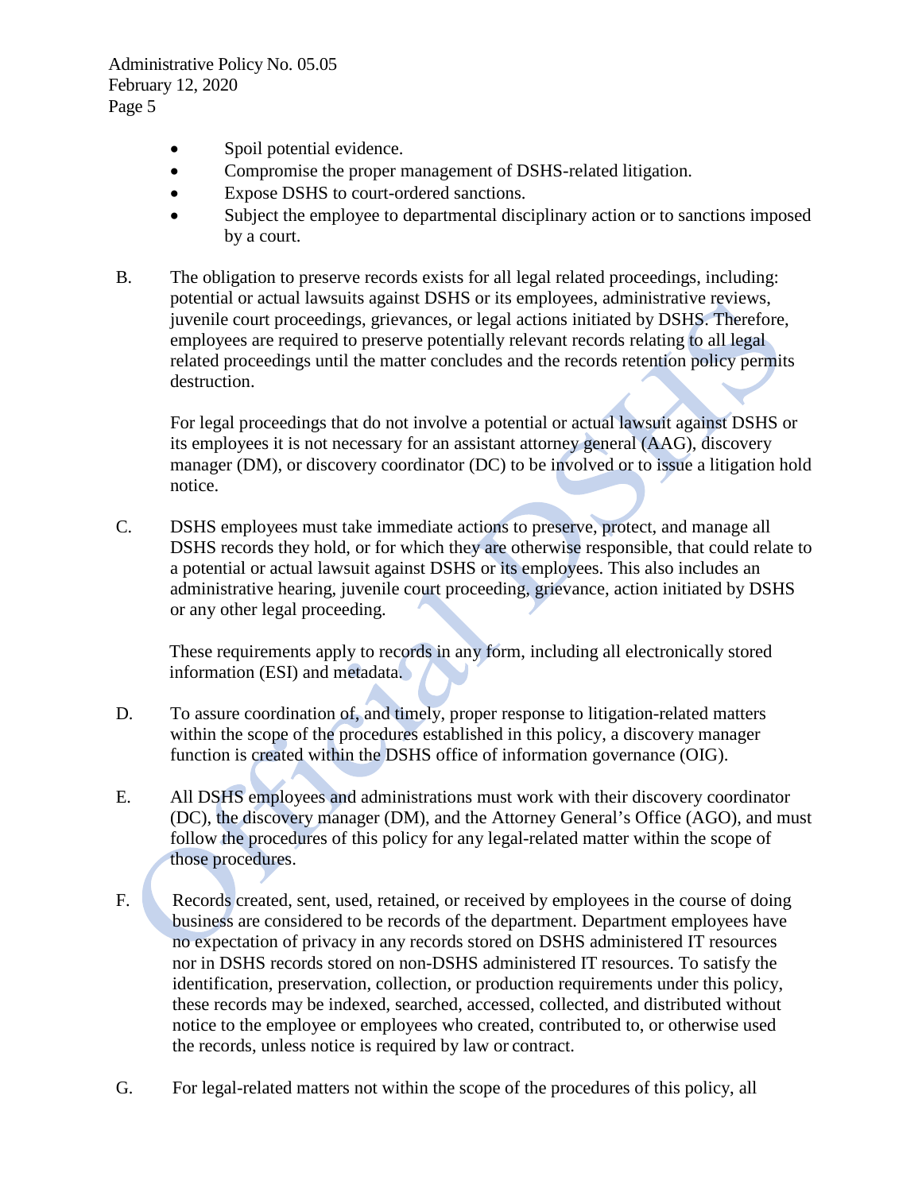- Spoil potential evidence.
- Compromise the proper management of DSHS-related litigation.
- Expose DSHS to court-ordered sanctions.
- Subject the employee to departmental disciplinary action or to sanctions imposed by a court.

B. The obligation to preserve records exists for all legal related proceedings, including: potential or actual lawsuits against DSHS or its employees, administrative reviews, juvenile court proceedings, grievances, or legal actions initiated by DSHS. Therefore, employees are required to preserve potentially relevant records relating to all legal related proceedings until the matter concludes and the records retention policy permits destruction.

   For legal proceedings that do not involve a potential or actual lawsuit against DSHS or its employees it is not necessary for an assistant attorney general (AAG), discovery manager (DM), or discovery coordinator (DC) to be involved or to issue a litigation hold notice.

C. DSHS employees must take immediate actions to preserve, protect, and manage all DSHS records they hold, or for which they are otherwise responsible, that could relate to a potential or actual lawsuit against DSHS or its employees. This also includes an administrative hearing, juvenile court proceeding, grievance, action initiated by DSHS or any other legal proceeding.

   These requirements apply to records in any form, including all electronically stored information (ESI) and metadata.

D. To assure coordination of, and timely, proper response to litigation-related matters within the scope of the procedures established in this policy, a discovery manager function is created within the DSHS office of information governance (OIG).

E. All DSHS employees and administrations must work with their discovery coordinator (DC), the discovery manager (DM), and the Attorney General's Office (AGO), and must follow the procedures of this policy for any legal-related matter within the scope of those procedures.

F. Records created, sent, used, retained, or received by employees in the course of doing business are considered to be records of the department. Department employees have no expectation of privacy in any records stored on DSHS administered IT resources nor in DSHS records stored on non-DSHS administered IT resources. To satisfy the identification, preservation, collection, or production requirements under this policy, these records may be indexed, searched, accessed, collected, and distributed without notice to the employee or employees who created, contributed to, or otherwise used the records, unless notice is required by law or contract.

G. For legal-related matters not within the scope of the procedures of this policy, all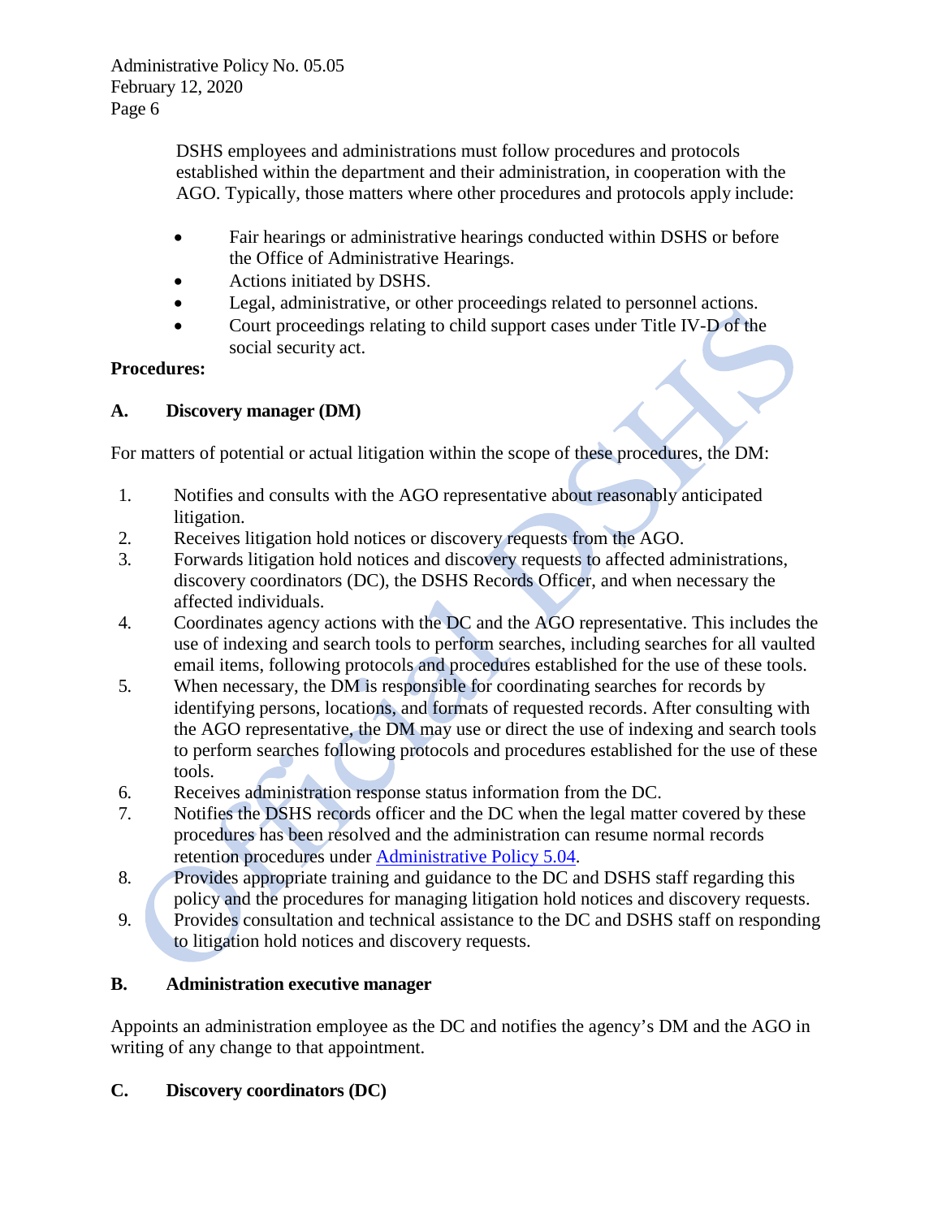DSHS employees and administrations must follow procedures and protocols established within the department and their administration, in cooperation with the AGO. Typically, those matters where other procedures and protocols apply include:

- Fair hearings or administrative hearings conducted within DSHS or before the Office of Administrative Hearings.
- Actions initiated by DSHS.
- Legal, administrative, or other proceedings related to personnel actions.
- Court proceedings relating to child support cases under Title IV-D of the social security act.

**Procedures:**

**A. Discovery manager (DM)**

For matters of potential or actual litigation within the scope of these procedures, the DM:

1. Notifies and consults with the AGO representative about reasonably anticipated litigation.
2. Receives litigation hold notices or discovery requests from the AGO.
3. Forwards litigation hold notices and discovery requests to affected administrations, discovery coordinators (DC), the DSHS Records Officer, and when necessary the affected individuals.
4. Coordinates agency actions with the DC and the AGO representative. This includes the use of indexing and search tools to perform searches, including searches for all vaulted email items, following protocols and procedures established for the use of these tools.
5. When necessary, the DM is responsible for coordinating searches for records by identifying persons, locations, and formats of requested records. After consulting with the AGO representative, the DM may use or direct the use of indexing and search tools to perform searches following protocols and procedures established for the use of these tools.
6. Receives administration response status information from the DC.
7. Notifies the DSHS records officer and the DC when the legal matter covered by these procedures has been resolved and the administration can resume normal records retention procedures under Administrative Policy 5.04.
8. Provides appropriate training and guidance to the DC and DSHS staff regarding this policy and the procedures for managing litigation hold notices and discovery requests.
9. Provides consultation and technical assistance to the DC and DSHS staff on responding to litigation hold notices and discovery requests.

**B. Administration executive manager**

Appoints an administration employee as the DC and notifies the agency's DM and the AGO in writing of any change to that appointment.

**C. Discovery coordinators (DC)**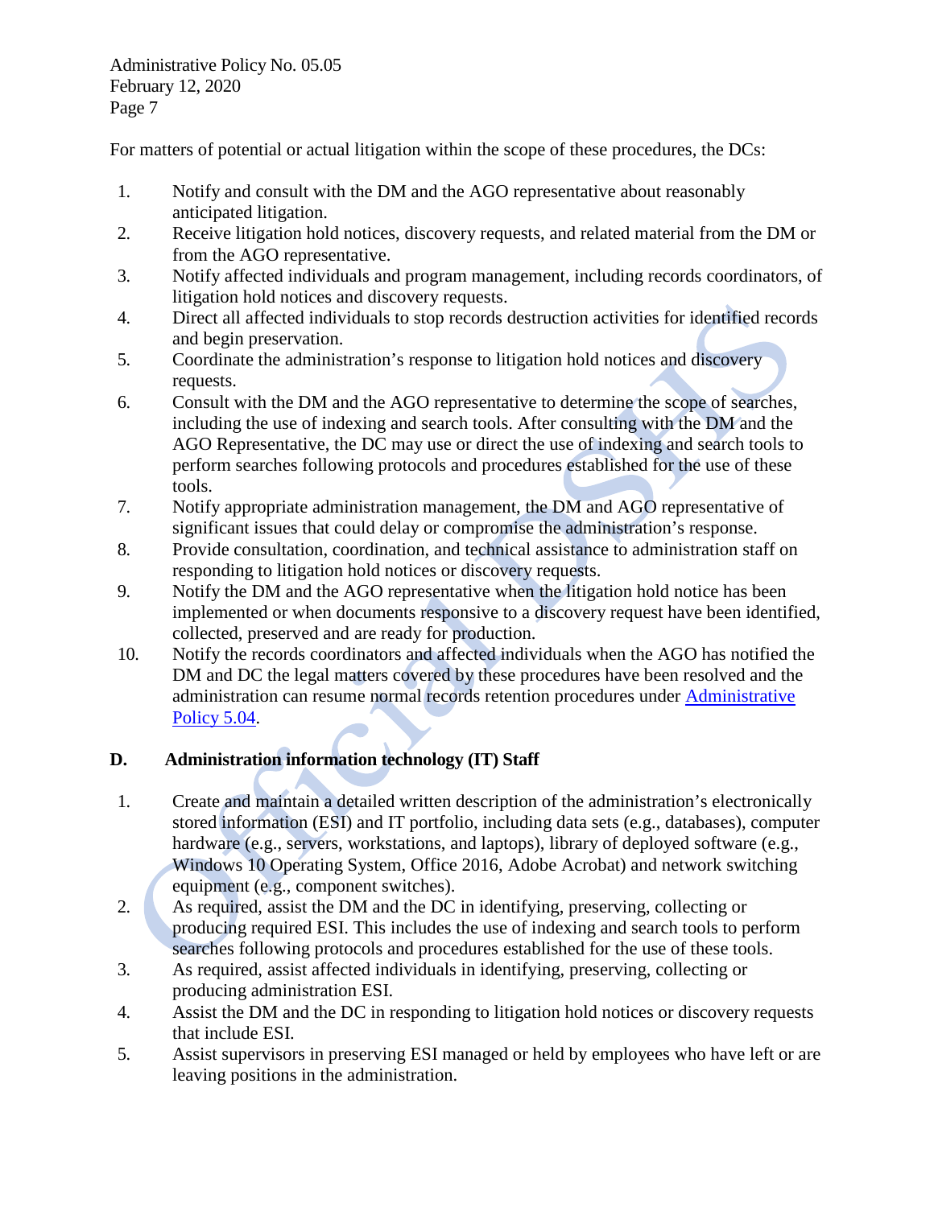For matters of potential or actual litigation within the scope of these procedures, the DCs:

1. Notify and consult with the DM and the AGO representative about reasonably anticipated litigation.
2. Receive litigation hold notices, discovery requests, and related material from the DM or from the AGO representative.
3. Notify affected individuals and program management, including records coordinators, of litigation hold notices and discovery requests.
4. Direct all affected individuals to stop records destruction activities for identified records and begin preservation.
5. Coordinate the administration's response to litigation hold notices and discovery requests.
6. Consult with the DM and the AGO representative to determine the scope of searches, including the use of indexing and search tools. After consulting with the DM and the AGO Representative, the DC may use or direct the use of indexing and search tools to perform searches following protocols and procedures established for the use of these tools.
7. Notify appropriate administration management, the DM and AGO representative of significant issues that could delay or compromise the administration's response.
8. Provide consultation, coordination, and technical assistance to administration staff on responding to litigation hold notices or discovery requests.
9. Notify the DM and the AGO representative when the litigation hold notice has been implemented or when documents responsive to a discovery request have been identified, collected, preserved and are ready for production.
10. Notify the records coordinators and affected individuals when the AGO has notified the DM and DC the legal matters covered by these procedures have been resolved and the administration can resume normal records retention procedures under [Administrative Policy 5.04]().

**D. Administration information technology (IT) Staff**

1. Create and maintain a detailed written description of the administration's electronically stored information (ESI) and IT portfolio, including data sets (e.g., databases), computer hardware (e.g., servers, workstations, and laptops), library of deployed software (e.g., Windows 10 Operating System, Office 2016, Adobe Acrobat) and network switching equipment (e.g., component switches).
2. As required, assist the DM and the DC in identifying, preserving, collecting or producing required ESI. This includes the use of indexing and search tools to perform searches following protocols and procedures established for the use of these tools.
3. As required, assist affected individuals in identifying, preserving, collecting or producing administration ESI.
4. Assist the DM and the DC in responding to litigation hold notices or discovery requests that include ESI.
5. Assist supervisors in preserving ESI managed or held by employees who have left or are leaving positions in the administration.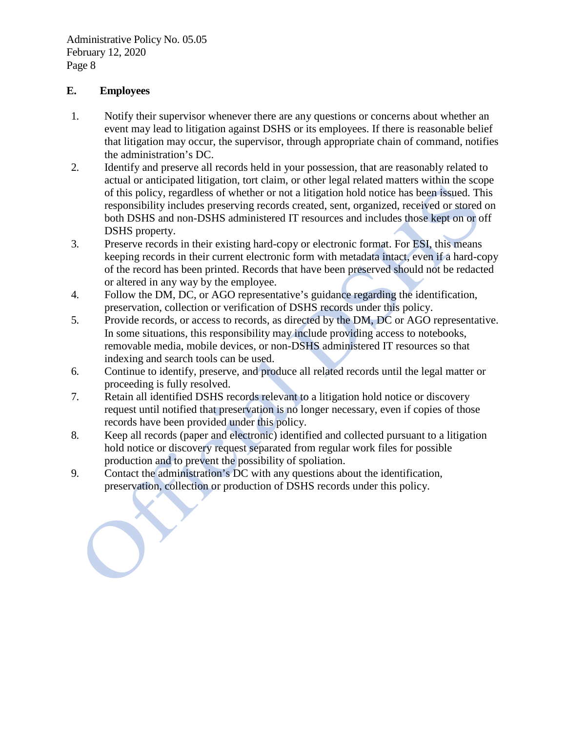### E. Employees

1. Notify their supervisor whenever there are any questions or concerns about whether an event may lead to litigation against DSHS or its employees. If there is reasonable belief that litigation may occur, the supervisor, through appropriate chain of command, notifies the administration's DC.
2. Identify and preserve all records held in your possession, that are reasonably related to actual or anticipated litigation, tort claim, or other legal related matters within the scope of this policy, regardless of whether or not a litigation hold notice has been issued. This responsibility includes preserving records created, sent, organized, received or stored on both DSHS and non-DSHS administered IT resources and includes those kept on or off DSHS property.
3. Preserve records in their existing hard-copy or electronic format. For ESI, this means keeping records in their current electronic form with metadata intact, even if a hard-copy of the record has been printed. Records that have been preserved should not be redacted or altered in any way by the employee.
4. Follow the DM, DC, or AGO representative's guidance regarding the identification, preservation, collection or verification of DSHS records under this policy.
5. Provide records, or access to records, as directed by the DM, DC or AGO representative. In some situations, this responsibility may include providing access to notebooks, removable media, mobile devices, or non-DSHS administered IT resources so that indexing and search tools can be used.
6. Continue to identify, preserve, and produce all related records until the legal matter or proceeding is fully resolved.
7. Retain all identified DSHS records relevant to a litigation hold notice or discovery request until notified that preservation is no longer necessary, even if copies of those records have been provided under this policy.
8. Keep all records (paper and electronic) identified and collected pursuant to a litigation hold notice or discovery request separated from regular work files for possible production and to prevent the possibility of spoliation.
9. Contact the administration's DC with any questions about the identification, preservation, collection or production of DSHS records under this policy.